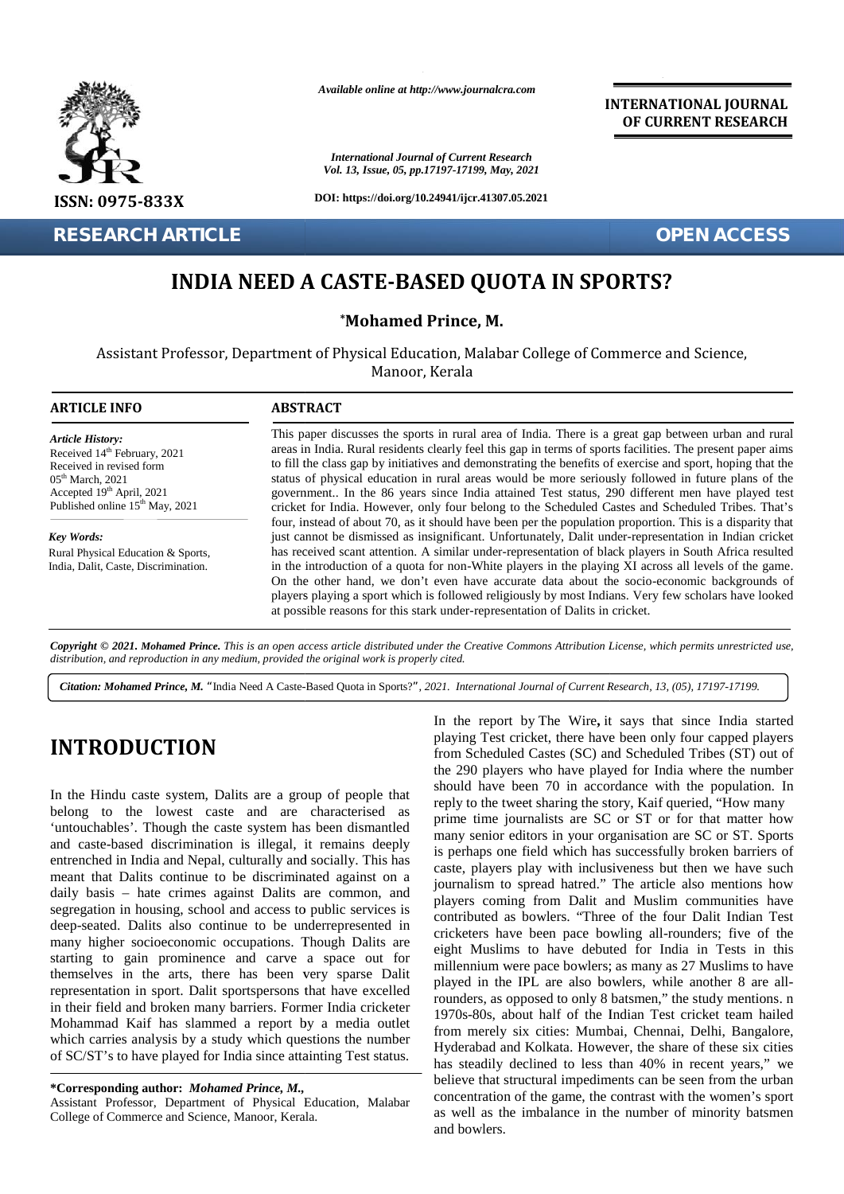# INDIA NEED A CASTE-BASED QUOTA IN SPORTS?

**\*Mohamed Prince, M.**

Assistant Professor, Department of Physical Education, Malabar College of Commerce and Science, Manoor, Kerala

## ARTICLE INFO

*Article History:*
Received 14th February, 2021
Received in revised form
05th March, 2021
Accepted 19th April, 2021
Published online 15th May, 2021

*Key Words:*
Rural Physical Education & Sports, India, Dalit, Caste, Discrimination.

## ABSTRACT

This paper discusses the sports in rural area of India. There is a great gap between urban and rural areas in India. Rural residents clearly feel this gap in terms of sports facilities. The present paper aims to fill the class gap by initiatives and demonstrating the benefits of exercise and sport, hoping that the status of physical education in rural areas would be more seriously followed in future plans of the government.. In the 86 years since India attained Test status, 290 different men have played test cricket for India. However, only four belong to the Scheduled Castes and Scheduled Tribes. That's four, instead of about 70, as it should have been per the population proportion. This is a disparity that just cannot be dismissed as insignificant. Unfortunately, Dalit under-representation in Indian cricket has received scant attention. A similar under-representation of black players in South Africa resulted in the introduction of a quota for non-White players in the playing XI across all levels of the game. On the other hand, we don't even have accurate data about the socio-economic backgrounds of players playing a sport which is followed religiously by most Indians. Very few scholars have looked at possible reasons for this stark under-representation of Dalits in cricket.

***Copyright © 2021. Mohamed Prince.*** *This is an open access article distributed under the Creative Commons Attribution License, which permits unrestricted use, distribution, and reproduction in any medium, provided the original work is properly cited.*

***Citation: Mohamed Prince, M.*** "India Need A Caste-Based Quota in Sports?"*, 2021. International Journal of Current Research, 13, (05), 17197-17199.*

# INTRODUCTION

In the Hindu caste system, Dalits are a group of people that belong to the lowest caste and are characterised as 'untouchables'. Though the caste system has been dismantled and caste-based discrimination is illegal, it remains deeply entrenched in India and Nepal, culturally and socially. This has meant that Dalits continue to be discriminated against on a daily basis – hate crimes against Dalits are common, and segregation in housing, school and access to public services is deep-seated. Dalits also continue to be underrepresented in many higher socioeconomic occupations. Though Dalits are starting to gain prominence and carve a space out for themselves in the arts, there has been very sparse Dalit representation in sport. Dalit sportspersons that have excelled in their field and broken many barriers. Former India cricketer Mohammad Kaif has slammed a report by a media outlet which carries analysis by a study which questions the number of SC/ST's to have played for India since attainting Test status.

In the report by The Wire**,** it says that since India started playing Test cricket, there have been only four capped players from Scheduled Castes (SC) and Scheduled Tribes (ST) out of the 290 players who have played for India where the number should have been 70 in accordance with the population. In reply to the tweet sharing the story, Kaif queried, "How many prime time journalists are SC or ST or for that matter how many senior editors in your organisation are SC or ST. Sports is perhaps one field which has successfully broken barriers of caste, players play with inclusiveness but then we have such journalism to spread hatred." The article also mentions how players coming from Dalit and Muslim communities have contributed as bowlers. "Three of the four Dalit Indian Test cricketers have been pace bowling all-rounders; five of the eight Muslims to have debuted for India in Tests in this millennium were pace bowlers; as many as 27 Muslims to have played in the IPL are also bowlers, while another 8 are all-rounders, as opposed to only 8 batsmen," the study mentions. n 1970s-80s, about half of the Indian Test cricket team hailed from merely six cities: Mumbai, Chennai, Delhi, Bangalore, Hyderabad and Kolkata. However, the share of these six cities has steadily declined to less than 40% in recent years," we believe that structural impediments can be seen from the urban concentration of the game, the contrast with the women's sport as well as the imbalance in the number of minority batsmen and bowlers.

**\*Corresponding author:** ***Mohamed Prince, M.,***
Assistant Professor, Department of Physical Education, Malabar College of Commerce and Science, Manoor, Kerala.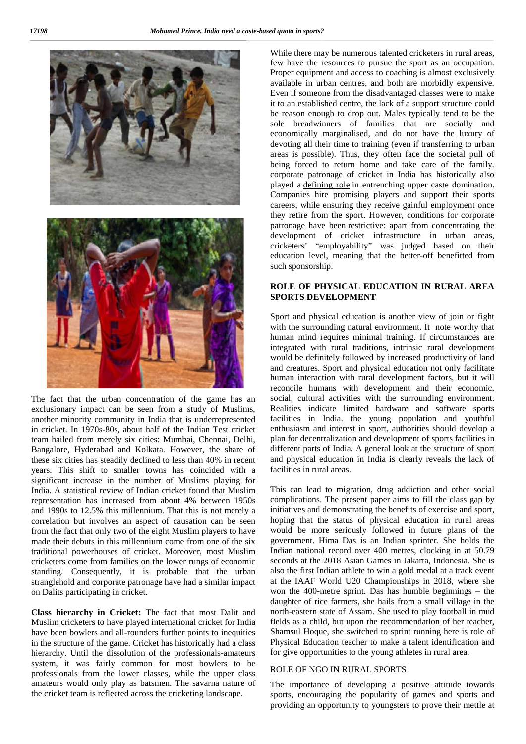The fact that the urban concentration of the game has an exclusionary impact can be seen from a study of Muslims, another minority community in India that is underrepresented in cricket. In 1970s-80s, about half of the Indian Test cricket team hailed from merely six cities: Mumbai, Chennai, Delhi, Bangalore, Hyderabad and Kolkata. However, the share of these six cities has steadily declined to less than 40% in recent years. This shift to smaller towns has coincided with a significant increase in the number of Muslims playing for India. A statistical review of Indian cricket found that Muslim representation has increased from about 4% between 1950s and 1990s to 12.5% this millennium. That this is not merely a correlation but involves an aspect of causation can be seen from the fact that only two of the eight Muslim players to have made their debuts in this millennium come from one of the six traditional powerhouses of cricket. Moreover, most Muslim cricketers come from families on the lower rungs of economic standing. Consequently, it is probable that the urban stranglehold and corporate patronage have had a similar impact on Dalits participating in cricket.

**Class hierarchy in Cricket:** The fact that most Dalit and Muslim cricketers to have played international cricket for India have been bowlers and all-rounders further points to inequities in the structure of the game. Cricket has historically had a class hierarchy. Until the dissolution of the professionals-amateurs system, it was fairly common for most bowlers to be professionals from the lower classes, while the upper class amateurs would only play as batsmen. The savarna nature of the cricket team is reflected across the cricketing landscape.

While there may be numerous talented cricketers in rural areas, few have the resources to pursue the sport as an occupation. Proper equipment and access to coaching is almost exclusively available in urban centres, and both are morbidly expensive. Even if someone from the disadvantaged classes were to make it to an established centre, the lack of a support structure could be reason enough to drop out. Males typically tend to be the sole breadwinners of families that are socially and economically marginalised, and do not have the luxury of devoting all their time to training (even if transferring to urban areas is possible). Thus, they often face the societal pull of being forced to return home and take care of the family. corporate patronage of cricket in India has historically also played a defining role in entrenching upper caste domination. Companies hire promising players and support their sports careers, while ensuring they receive gainful employment once they retire from the sport. However, conditions for corporate patronage have been restrictive: apart from concentrating the development of cricket infrastructure in urban areas, cricketers' "employability" was judged based on their education level, meaning that the better-off benefitted from such sponsorship.

## ROLE OF PHYSICAL EDUCATION IN RURAL AREA SPORTS DEVELOPMENT

Sport and physical education is another view of join or fight with the surrounding natural environment. It note worthy that human mind requires minimal training. If circumstances are integrated with rural traditions, intrinsic rural development would be definitely followed by increased productivity of land and creatures. Sport and physical education not only facilitate human interaction with rural development factors, but it will reconcile humans with development and their economic, social, cultural activities with the surrounding environment. Realities indicate limited hardware and software sports facilities in India. the young population and youthful enthusiasm and interest in sport, authorities should develop a plan for decentralization and development of sports facilities in different parts of India. A general look at the structure of sport and physical education in India is clearly reveals the lack of facilities in rural areas.

This can lead to migration, drug addiction and other social complications. The present paper aims to fill the class gap by initiatives and demonstrating the benefits of exercise and sport, hoping that the status of physical education in rural areas would be more seriously followed in future plans of the government. Hima Das is an Indian sprinter. She holds the Indian national record over 400 metres, clocking in at 50.79 seconds at the 2018 Asian Games in Jakarta, Indonesia. She is also the first Indian athlete to win a gold medal at a track event at the IAAF World U20 Championships in 2018, where she won the 400-metre sprint. Das has humble beginnings – the daughter of rice farmers, she hails from a small village in the north-eastern state of Assam. She used to play football in mud fields as a child, but upon the recommendation of her teacher, Shamsul Hoque, she switched to sprint running here is role of Physical Education teacher to make a talent identification and for give opportunities to the young athletes in rural area.

## ROLE OF NGO IN RURAL SPORTS

The importance of developing a positive attitude towards sports, encouraging the popularity of games and sports and providing an opportunity to youngsters to prove their mettle at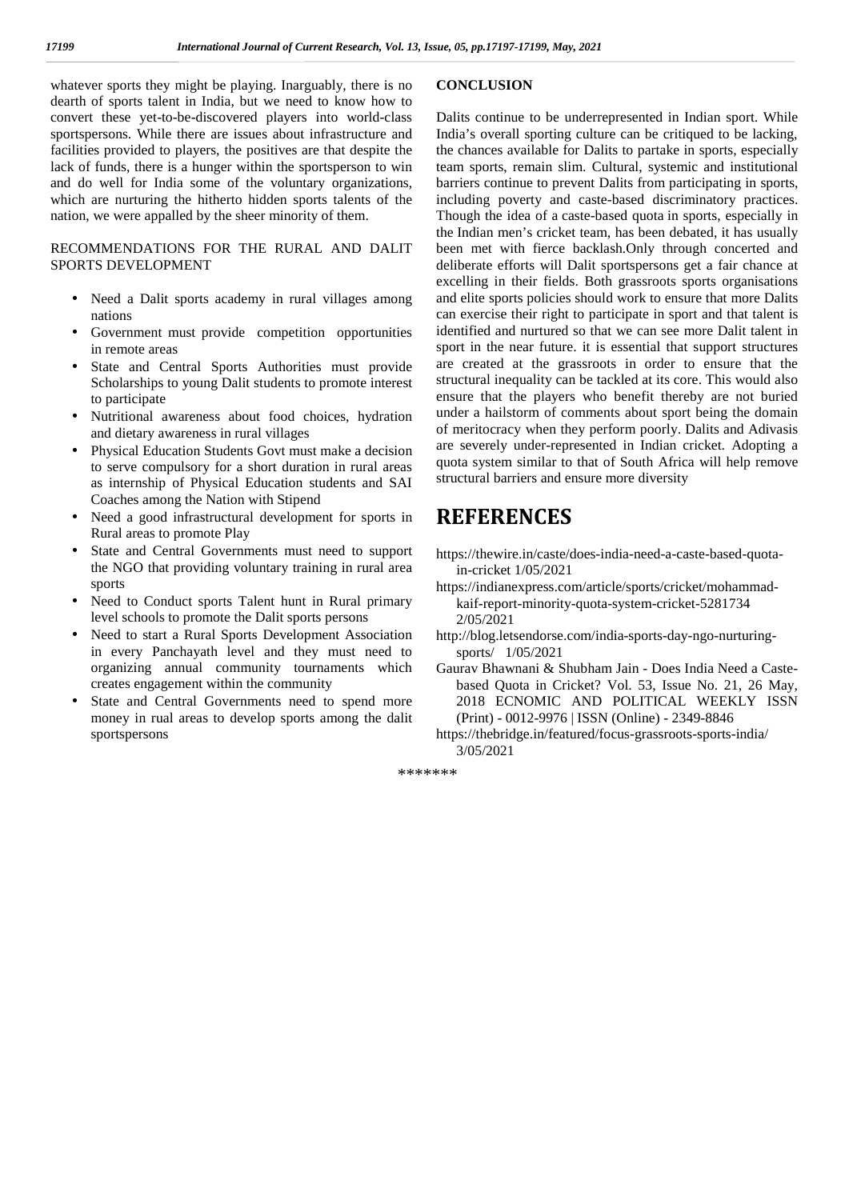whatever sports they might be playing. Inarguably, there is no dearth of sports talent in India, but we need to know how to convert these yet-to-be-discovered players into world-class sportspersons. While there are issues about infrastructure and facilities provided to players, the positives are that despite the lack of funds, there is a hunger within the sportsperson to win and do well for India some of the voluntary organizations, which are nurturing the hitherto hidden sports talents of the nation, we were appalled by the sheer minority of them.

RECOMMENDATIONS FOR THE RURAL AND DALIT SPORTS DEVELOPMENT

- Need a Dalit sports academy in rural villages among nations
- Government must provide competition opportunities in remote areas
- State and Central Sports Authorities must provide Scholarships to young Dalit students to promote interest to participate
- Nutritional awareness about food choices, hydration and dietary awareness in rural villages
- Physical Education Students Govt must make a decision to serve compulsory for a short duration in rural areas as internship of Physical Education students and SAI Coaches among the Nation with Stipend
- Need a good infrastructural development for sports in Rural areas to promote Play
- State and Central Governments must need to support the NGO that providing voluntary training in rural area sports
- Need to Conduct sports Talent hunt in Rural primary level schools to promote the Dalit sports persons
- Need to start a Rural Sports Development Association in every Panchayath level and they must need to organizing annual community tournaments which creates engagement within the community
- State and Central Governments need to spend more money in rual areas to develop sports among the dalit sportspersons

## CONCLUSION

Dalits continue to be underrepresented in Indian sport. While India's overall sporting culture can be critiqued to be lacking, the chances available for Dalits to partake in sports, especially team sports, remain slim. Cultural, systemic and institutional barriers continue to prevent Dalits from participating in sports, including poverty and caste-based discriminatory practices. Though the idea of a caste-based quota in sports, especially in the Indian men's cricket team, has been debated, it has usually been met with fierce backlash.Only through concerted and deliberate efforts will Dalit sportspersons get a fair chance at excelling in their fields. Both grassroots sports organisations and elite sports policies should work to ensure that more Dalits can exercise their right to participate in sport and that talent is identified and nurtured so that we can see more Dalit talent in sport in the near future. it is essential that support structures are created at the grassroots in order to ensure that the structural inequality can be tackled at its core. This would also ensure that the players who benefit thereby are not buried under a hailstorm of comments about sport being the domain of meritocracy when they perform poorly. Dalits and Adivasis are severely under-represented in Indian cricket. Adopting a quota system similar to that of South Africa will help remove structural barriers and ensure more diversity

# REFERENCES

https://thewire.in/caste/does-india-need-a-caste-based-quota-in-cricket 1/05/2021

https://indianexpress.com/article/sports/cricket/mohammad-kaif-report-minority-quota-system-cricket-5281734 2/05/2021

http://blog.letsendorse.com/india-sports-day-ngo-nurturing-sports/ 1/05/2021

Gaurav Bhawnani & Shubham Jain - Does India Need a Caste-based Quota in Cricket? Vol. 53, Issue No. 21, 26 May, 2018 ECNOMIC AND POLITICAL WEEKLY ISSN (Print) - 0012-9976 | ISSN (Online) - 2349-8846

https://thebridge.in/featured/focus-grassroots-sports-india/ 3/05/2021

*******